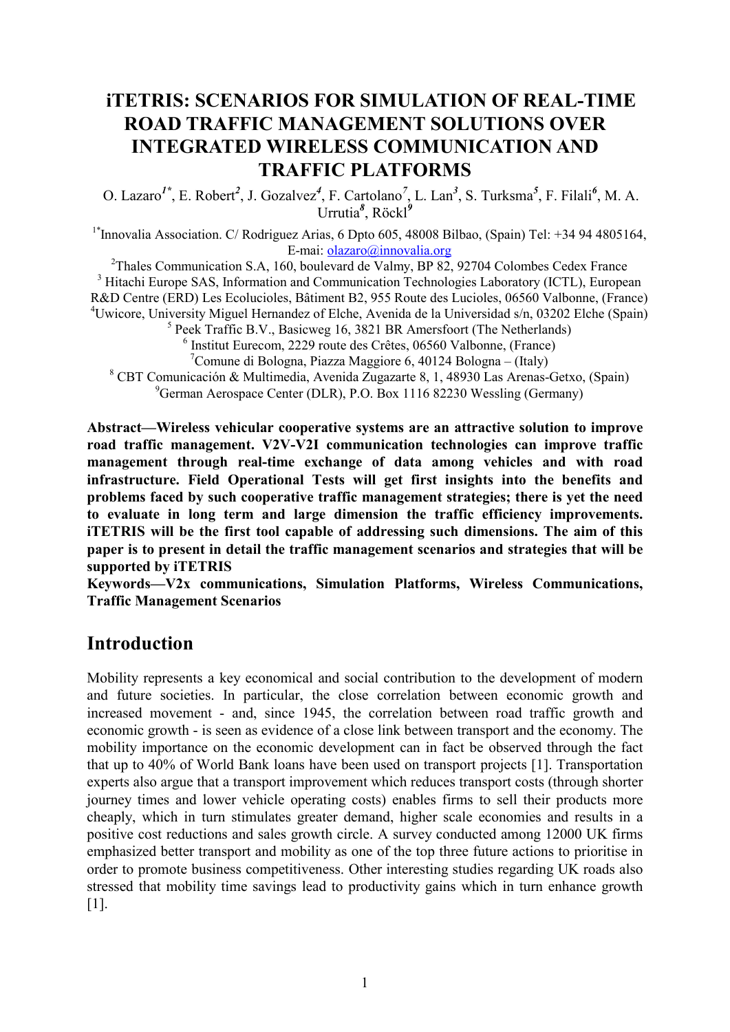# iTETRIS: SCENARIOS FOR SIMULATION OF REAL-TIME ROAD TRAFFIC MANAGEMENT SOLUTIONS OVER INTEGRATED WIRELESS COMMUNICATION AND TRAFFIC PLATFORMS

O. Lazaro[1*], E. Robert[2], J. Gozalvez[4], F. Cartolano[7], L. Lan[3], S. Turksma[5], F. Filali[6], M. A. Urrutia[8], Röckl[9]

[1*]Innovalia Association. C/ Rodriguez Arias, 6 Dpto 605, 48008 Bilbao, (Spain) Tel: +34 94 4805164, E-mai: olazaro@innovalia.org

[2]Thales Communication S.A, 160, boulevard de Valmy, BP 82, 92704 Colombes Cedex France

[3] Hitachi Europe SAS, Information and Communication Technologies Laboratory (ICTL), European R&D Centre (ERD) Les Ecolucioles, Bâtiment B2, 955 Route des Lucioles, 06560 Valbonne, (France)

[4]Uwicore, University Miguel Hernandez of Elche, Avenida de la Universidad s/n, 03202 Elche (Spain)

[5] Peek Traffic B.V., Basicweg 16, 3821 BR Amersfoort (The Netherlands)

[6] Institut Eurecom, 2229 route des Crêtes, 06560 Valbonne, (France)

[7]Comune di Bologna, Piazza Maggiore 6, 40124 Bologna – (Italy)

[8] CBT Comunicación & Multimedia, Avenida Zugazarte 8, 1, 48930 Las Arenas-Getxo, (Spain)

[9]German Aerospace Center (DLR), P.O. Box 1116 82230 Wessling (Germany)

**Abstract—Wireless vehicular cooperative systems are an attractive solution to improve road traffic management. V2V-V2I communication technologies can improve traffic management through real-time exchange of data among vehicles and with road infrastructure. Field Operational Tests will get first insights into the benefits and problems faced by such cooperative traffic management strategies; there is yet the need to evaluate in long term and large dimension the traffic efficiency improvements. iTETRIS will be the first tool capable of addressing such dimensions. The aim of this paper is to present in detail the traffic management scenarios and strategies that will be supported by iTETRIS**

**Keywords—V2x communications, Simulation Platforms, Wireless Communications, Traffic Management Scenarios**

## Introduction

Mobility represents a key economical and social contribution to the development of modern and future societies. In particular, the close correlation between economic growth and increased movement - and, since 1945, the correlation between road traffic growth and economic growth - is seen as evidence of a close link between transport and the economy. The mobility importance on the economic development can in fact be observed through the fact that up to 40% of World Bank loans have been used on transport projects [1]. Transportation experts also argue that a transport improvement which reduces transport costs (through shorter journey times and lower vehicle operating costs) enables firms to sell their products more cheaply, which in turn stimulates greater demand, higher scale economies and results in a positive cost reductions and sales growth circle. A survey conducted among 12000 UK firms emphasized better transport and mobility as one of the top three future actions to prioritise in order to promote business competitiveness. Other interesting studies regarding UK roads also stressed that mobility time savings lead to productivity gains which in turn enhance growth [1].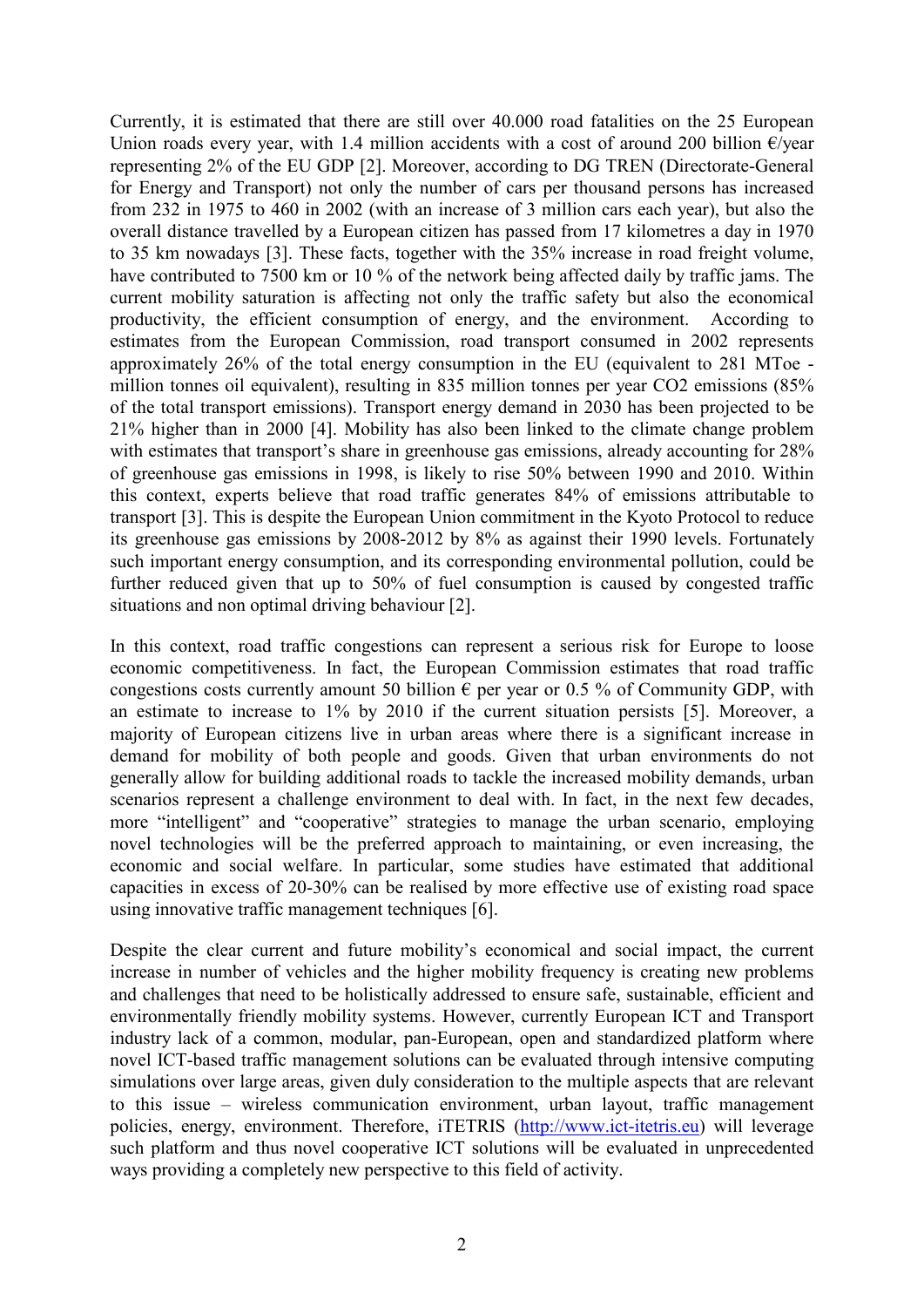Currently, it is estimated that there are still over 40.000 road fatalities on the 25 European Union roads every year, with 1.4 million accidents with a cost of around 200 billion €/year representing 2% of the EU GDP [2]. Moreover, according to DG TREN (Directorate-General for Energy and Transport) not only the number of cars per thousand persons has increased from 232 in 1975 to 460 in 2002 (with an increase of 3 million cars each year), but also the overall distance travelled by a European citizen has passed from 17 kilometres a day in 1970 to 35 km nowadays [3]. These facts, together with the 35% increase in road freight volume, have contributed to 7500 km or 10 % of the network being affected daily by traffic jams. The current mobility saturation is affecting not only the traffic safety but also the economical productivity, the efficient consumption of energy, and the environment. According to estimates from the European Commission, road transport consumed in 2002 represents approximately 26% of the total energy consumption in the EU (equivalent to 281 MToe - million tonnes oil equivalent), resulting in 835 million tonnes per year CO2 emissions (85% of the total transport emissions). Transport energy demand in 2030 has been projected to be 21% higher than in 2000 [4]. Mobility has also been linked to the climate change problem with estimates that transport's share in greenhouse gas emissions, already accounting for 28% of greenhouse gas emissions in 1998, is likely to rise 50% between 1990 and 2010. Within this context, experts believe that road traffic generates 84% of emissions attributable to transport [3]. This is despite the European Union commitment in the Kyoto Protocol to reduce its greenhouse gas emissions by 2008-2012 by 8% as against their 1990 levels. Fortunately such important energy consumption, and its corresponding environmental pollution, could be further reduced given that up to 50% of fuel consumption is caused by congested traffic situations and non optimal driving behaviour [2].

In this context, road traffic congestions can represent a serious risk for Europe to loose economic competitiveness. In fact, the European Commission estimates that road traffic congestions costs currently amount 50 billion € per year or 0.5 % of Community GDP, with an estimate to increase to 1% by 2010 if the current situation persists [5]. Moreover, a majority of European citizens live in urban areas where there is a significant increase in demand for mobility of both people and goods. Given that urban environments do not generally allow for building additional roads to tackle the increased mobility demands, urban scenarios represent a challenge environment to deal with. In fact, in the next few decades, more "intelligent" and "cooperative" strategies to manage the urban scenario, employing novel technologies will be the preferred approach to maintaining, or even increasing, the economic and social welfare. In particular, some studies have estimated that additional capacities in excess of 20-30% can be realised by more effective use of existing road space using innovative traffic management techniques [6].

Despite the clear current and future mobility's economical and social impact, the current increase in number of vehicles and the higher mobility frequency is creating new problems and challenges that need to be holistically addressed to ensure safe, sustainable, efficient and environmentally friendly mobility systems. However, currently European ICT and Transport industry lack of a common, modular, pan-European, open and standardized platform where novel ICT-based traffic management solutions can be evaluated through intensive computing simulations over large areas, given duly consideration to the multiple aspects that are relevant to this issue – wireless communication environment, urban layout, traffic management policies, energy, environment. Therefore, iTETRIS (http://www.ict-itetris.eu) will leverage such platform and thus novel cooperative ICT solutions will be evaluated in unprecedented ways providing a completely new perspective to this field of activity.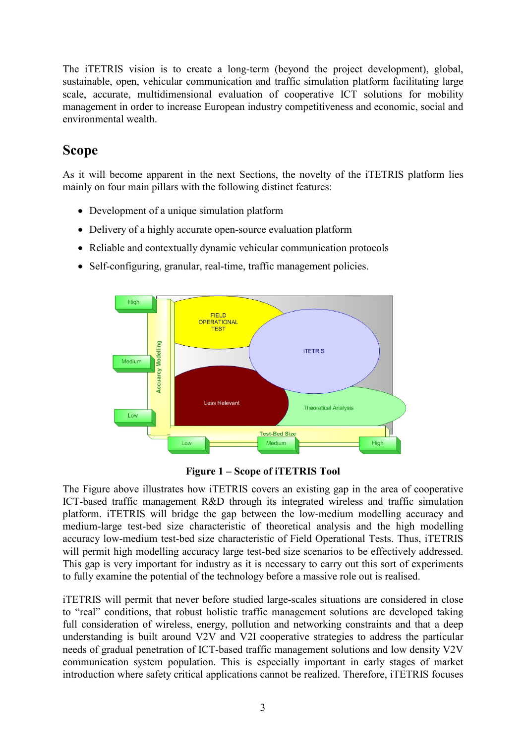The iTETRIS vision is to create a long-term (beyond the project development), global, sustainable, open, vehicular communication and traffic simulation platform facilitating large scale, accurate, multidimensional evaluation of cooperative ICT solutions for mobility management in order to increase European industry competitiveness and economic, social and environmental wealth.

## Scope

As it will become apparent in the next Sections, the novelty of the iTETRIS platform lies mainly on four main pillars with the following distinct features:

- Development of a unique simulation platform
- Delivery of a highly accurate open-source evaluation platform
- Reliable and contextually dynamic vehicular communication protocols
- Self-configuring, granular, real-time, traffic management policies.

**Figure 1 – Scope of iTETRIS Tool**

The Figure above illustrates how iTETRIS covers an existing gap in the area of cooperative ICT-based traffic management R&D through its integrated wireless and traffic simulation platform. iTETRIS will bridge the gap between the low-medium modelling accuracy and medium-large test-bed size characteristic of theoretical analysis and the high modelling accuracy low-medium test-bed size characteristic of Field Operational Tests. Thus, iTETRIS will permit high modelling accuracy large test-bed size scenarios to be effectively addressed. This gap is very important for industry as it is necessary to carry out this sort of experiments to fully examine the potential of the technology before a massive role out is realised.

iTETRIS will permit that never before studied large-scales situations are considered in close to "real" conditions, that robust holistic traffic management solutions are developed taking full consideration of wireless, energy, pollution and networking constraints and that a deep understanding is built around V2V and V2I cooperative strategies to address the particular needs of gradual penetration of ICT-based traffic management solutions and low density V2V communication system population. This is especially important in early stages of market introduction where safety critical applications cannot be realized. Therefore, iTETRIS focuses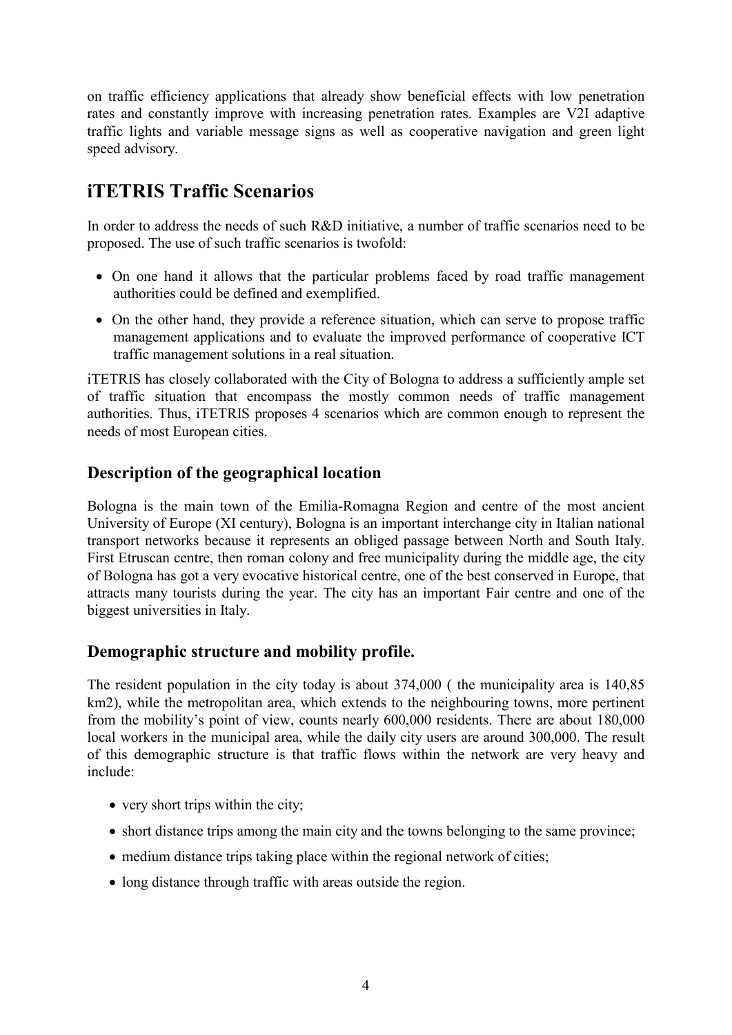on traffic efficiency applications that already show beneficial effects with low penetration rates and constantly improve with increasing penetration rates. Examples are V2I adaptive traffic lights and variable message signs as well as cooperative navigation and green light speed advisory.

## iTETRIS Traffic Scenarios

In order to address the needs of such R&D initiative, a number of traffic scenarios need to be proposed. The use of such traffic scenarios is twofold:

- On one hand it allows that the particular problems faced by road traffic management authorities could be defined and exemplified.
- On the other hand, they provide a reference situation, which can serve to propose traffic management applications and to evaluate the improved performance of cooperative ICT traffic management solutions in a real situation.

iTETRIS has closely collaborated with the City of Bologna to address a sufficiently ample set of traffic situation that encompass the mostly common needs of traffic management authorities. Thus, iTETRIS proposes 4 scenarios which are common enough to represent the needs of most European cities.

### Description of the geographical location

Bologna is the main town of the Emilia-Romagna Region and centre of the most ancient University of Europe (XI century), Bologna is an important interchange city in Italian national transport networks because it represents an obliged passage between North and South Italy. First Etruscan centre, then roman colony and free municipality during the middle age, the city of Bologna has got a very evocative historical centre, one of the best conserved in Europe, that attracts many tourists during the year. The city has an important Fair centre and one of the biggest universities in Italy.

### Demographic structure and mobility profile.

The resident population in the city today is about 374,000 ( the municipality area is 140,85 km2), while the metropolitan area, which extends to the neighbouring towns, more pertinent from the mobility's point of view, counts nearly 600,000 residents. There are about 180,000 local workers in the municipal area, while the daily city users are around 300,000. The result of this demographic structure is that traffic flows within the network are very heavy and include:

- very short trips within the city;
- short distance trips among the main city and the towns belonging to the same province;
- medium distance trips taking place within the regional network of cities;
- long distance through traffic with areas outside the region.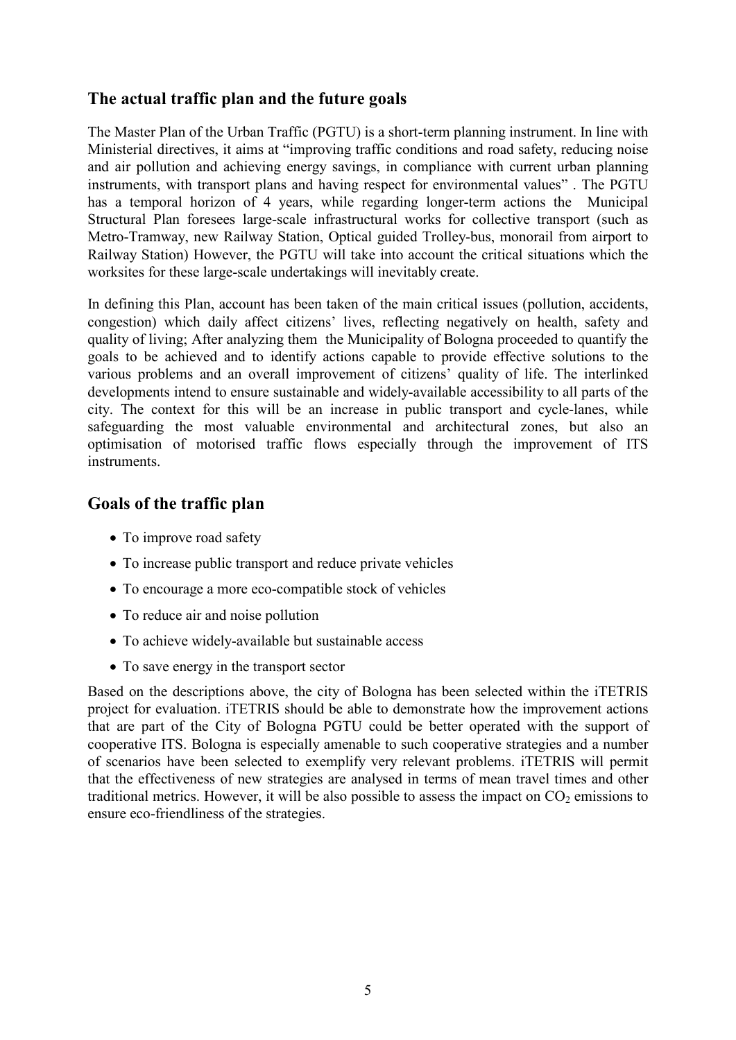## The actual traffic plan and the future goals

The Master Plan of the Urban Traffic (PGTU) is a short-term planning instrument. In line with Ministerial directives, it aims at "improving traffic conditions and road safety, reducing noise and air pollution and achieving energy savings, in compliance with current urban planning instruments, with transport plans and having respect for environmental values" . The PGTU has a temporal horizon of 4 years, while regarding longer-term actions the Municipal Structural Plan foresees large-scale infrastructural works for collective transport (such as Metro-Tramway, new Railway Station, Optical guided Trolley-bus, monorail from airport to Railway Station) However, the PGTU will take into account the critical situations which the worksites for these large-scale undertakings will inevitably create.

In defining this Plan, account has been taken of the main critical issues (pollution, accidents, congestion) which daily affect citizens' lives, reflecting negatively on health, safety and quality of living; After analyzing them the Municipality of Bologna proceeded to quantify the goals to be achieved and to identify actions capable to provide effective solutions to the various problems and an overall improvement of citizens' quality of life. The interlinked developments intend to ensure sustainable and widely-available accessibility to all parts of the city. The context for this will be an increase in public transport and cycle-lanes, while safeguarding the most valuable environmental and architectural zones, but also an optimisation of motorised traffic flows especially through the improvement of ITS instruments.

## Goals of the traffic plan

- To improve road safety
- To increase public transport and reduce private vehicles
- To encourage a more eco-compatible stock of vehicles
- To reduce air and noise pollution
- To achieve widely-available but sustainable access
- To save energy in the transport sector

Based on the descriptions above, the city of Bologna has been selected within the iTETRIS project for evaluation. iTETRIS should be able to demonstrate how the improvement actions that are part of the City of Bologna PGTU could be better operated with the support of cooperative ITS. Bologna is especially amenable to such cooperative strategies and a number of scenarios have been selected to exemplify very relevant problems. iTETRIS will permit that the effectiveness of new strategies are analysed in terms of mean travel times and other traditional metrics. However, it will be also possible to assess the impact on $CO_2$ emissions to ensure eco-friendliness of the strategies.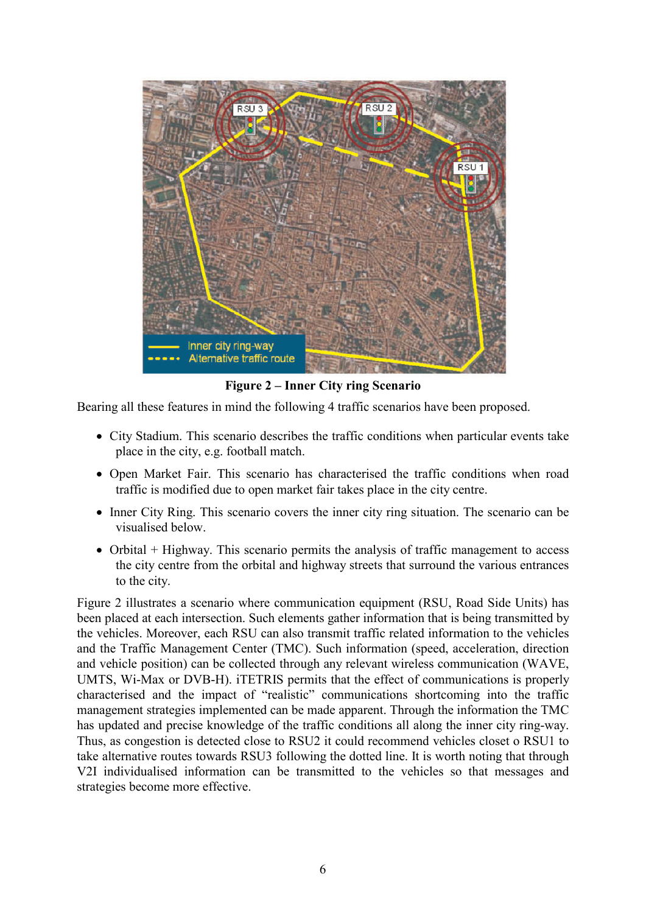**Figure 2 – Inner City ring Scenario**

Bearing all these features in mind the following 4 traffic scenarios have been proposed.

- City Stadium. This scenario describes the traffic conditions when particular events take place in the city, e.g. football match.
- Open Market Fair. This scenario has characterised the traffic conditions when road traffic is modified due to open market fair takes place in the city centre.
- Inner City Ring. This scenario covers the inner city ring situation. The scenario can be visualised below.
- Orbital + Highway. This scenario permits the analysis of traffic management to access the city centre from the orbital and highway streets that surround the various entrances to the city.

Figure 2 illustrates a scenario where communication equipment (RSU, Road Side Units) has been placed at each intersection. Such elements gather information that is being transmitted by the vehicles. Moreover, each RSU can also transmit traffic related information to the vehicles and the Traffic Management Center (TMC). Such information (speed, acceleration, direction and vehicle position) can be collected through any relevant wireless communication (WAVE, UMTS, Wi-Max or DVB-H). iTETRIS permits that the effect of communications is properly characterised and the impact of "realistic" communications shortcoming into the traffic management strategies implemented can be made apparent. Through the information the TMC has updated and precise knowledge of the traffic conditions all along the inner city ring-way. Thus, as congestion is detected close to RSU2 it could recommend vehicles closet o RSU1 to take alternative routes towards RSU3 following the dotted line. It is worth noting that through V2I individualised information can be transmitted to the vehicles so that messages and strategies become more effective.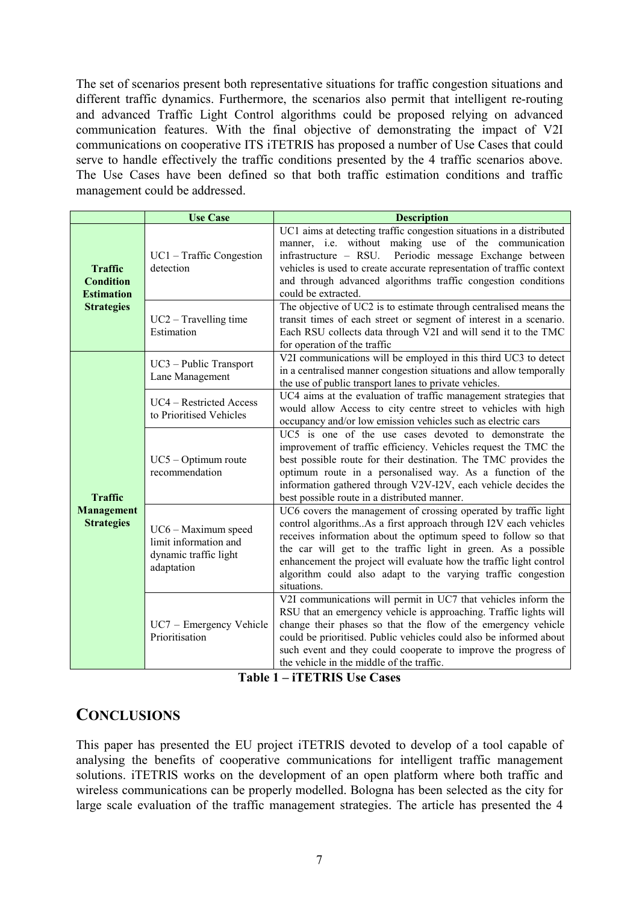The set of scenarios present both representative situations for traffic congestion situations and different traffic dynamics. Furthermore, the scenarios also permit that intelligent re-routing and advanced Traffic Light Control algorithms could be proposed relying on advanced communication features. With the final objective of demonstrating the impact of V2I communications on cooperative ITS iTETRIS has proposed a number of Use Cases that could serve to handle effectively the traffic conditions presented by the 4 traffic scenarios above. The Use Cases have been defined so that both traffic estimation conditions and traffic management could be addressed.

| | Use Case | Description |
|---|---|---|
| **Traffic Condition Estimation Strategies** | UC1 – Traffic Congestion detection | UC1 aims at detecting traffic congestion situations in a distributed manner, i.e. without making use of the communication infrastructure – RSU. Periodic message Exchange between vehicles is used to create accurate representation of traffic context and through advanced algorithms traffic congestion conditions could be extracted. |
| | UC2 – Travelling time Estimation | The objective of UC2 is to estimate through centralised means the transit times of each street or segment of interest in a scenario. Each RSU collects data through V2I and will send it to the TMC for operation of the traffic |
| **Traffic Management Strategies** | UC3 – Public Transport Lane Management | V2I communications will be employed in this third UC3 to detect in a centralised manner congestion situations and allow temporally the use of public transport lanes to private vehicles. |
| | UC4 – Restricted Access to Prioritised Vehicles | UC4 aims at the evaluation of traffic management strategies that would allow Access to city centre street to vehicles with high occupancy and/or low emission vehicles such as electric cars |
| | UC5 – Optimum route recommendation | UC5 is one of the use cases devoted to demonstrate the improvement of traffic efficiency. Vehicles request the TMC the best possible route for their destination. The TMC provides the optimum route in a personalised way. As a function of the information gathered through V2V-I2V, each vehicle decides the best possible route in a distributed manner. |
| | UC6 – Maximum speed limit information and dynamic traffic light adaptation | UC6 covers the management of crossing operated by traffic light control algorithms..As a first approach through I2V each vehicles receives information about the optimum speed to follow so that the car will get to the traffic light in green. As a possible enhancement the project will evaluate how the traffic light control algorithm could also adapt to the varying traffic congestion situations. |
| | UC7 – Emergency Vehicle Prioritisation | V2I communications will permit in UC7 that vehicles inform the RSU that an emergency vehicle is approaching. Traffic lights will change their phases so that the flow of the emergency vehicle could be prioritised. Public vehicles could also be informed about such event and they could cooperate to improve the progress of the vehicle in the middle of the traffic. |

**Table 1 – iTETRIS Use Cases**

## CONCLUSIONS

This paper has presented the EU project iTETRIS devoted to develop of a tool capable of analysing the benefits of cooperative communications for intelligent traffic management solutions. iTETRIS works on the development of an open platform where both traffic and wireless communications can be properly modelled. Bologna has been selected as the city for large scale evaluation of the traffic management strategies. The article has presented the 4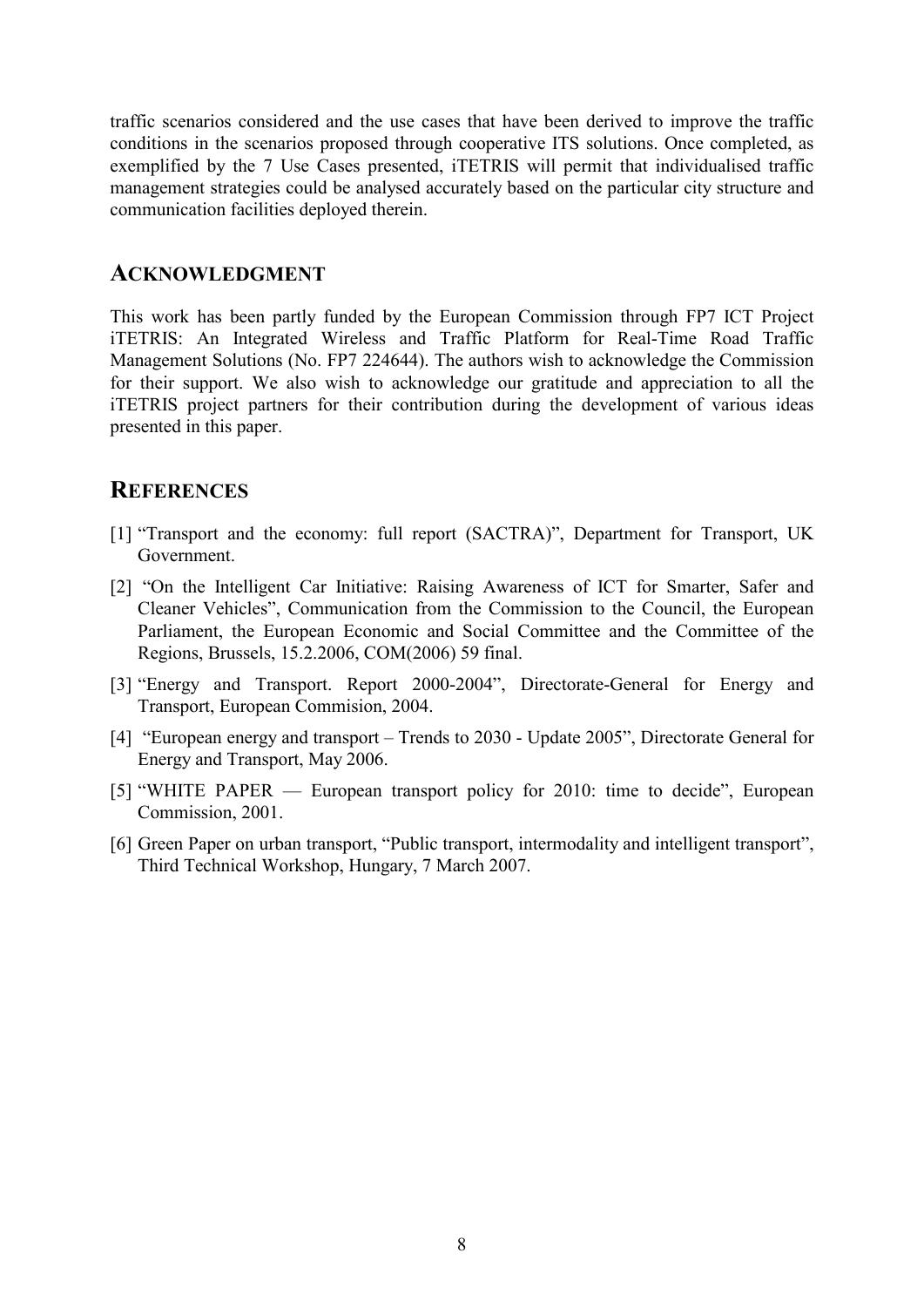traffic scenarios considered and the use cases that have been derived to improve the traffic conditions in the scenarios proposed through cooperative ITS solutions. Once completed, as exemplified by the 7 Use Cases presented, iTETRIS will permit that individualised traffic management strategies could be analysed accurately based on the particular city structure and communication facilities deployed therein.

## ACKNOWLEDGMENT

This work has been partly funded by the European Commission through FP7 ICT Project iTETRIS: An Integrated Wireless and Traffic Platform for Real-Time Road Traffic Management Solutions (No. FP7 224644). The authors wish to acknowledge the Commission for their support. We also wish to acknowledge our gratitude and appreciation to all the iTETRIS project partners for their contribution during the development of various ideas presented in this paper.

## REFERENCES

[1] "Transport and the economy: full report (SACTRA)", Department for Transport, UK Government.

[2] "On the Intelligent Car Initiative: Raising Awareness of ICT for Smarter, Safer and Cleaner Vehicles", Communication from the Commission to the Council, the European Parliament, the European Economic and Social Committee and the Committee of the Regions, Brussels, 15.2.2006, COM(2006) 59 final.

[3] "Energy and Transport. Report 2000-2004", Directorate-General for Energy and Transport, European Commision, 2004.

[4] "European energy and transport – Trends to 2030 - Update 2005", Directorate General for Energy and Transport, May 2006.

[5] "WHITE PAPER — European transport policy for 2010: time to decide", European Commission, 2001.

[6] Green Paper on urban transport, "Public transport, intermodality and intelligent transport", Third Technical Workshop, Hungary, 7 March 2007.